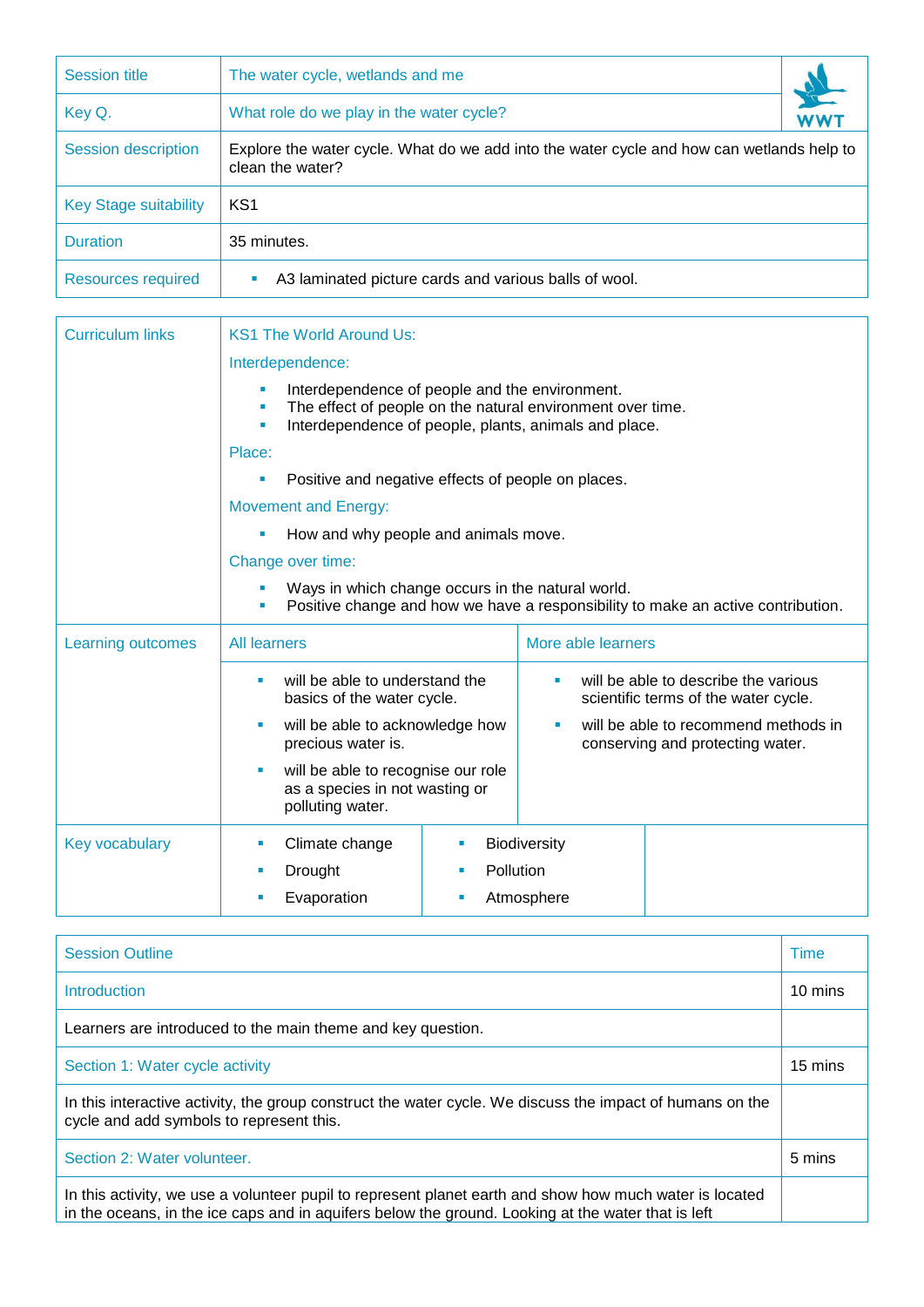| Session title | The water cycle, wetlands and me |
|---|---|
| Key Q. | What role do we play in the water cycle? |
| Session description | Explore the water cycle. What do we add into the water cycle and how can wetlands help to clean the water? |
| Key Stage suitability | KS1 |
| Duration | 35 minutes. |
| Resources required | ▪ A3 laminated picture cards and various balls of wool. |

| Curriculum links | KS1 The World Around Us: |
|---|---|
| | Interdependence:<br>▪ Interdependence of people and the environment.<br>▪ The effect of people on the natural environment over time.<br>▪ Interdependence of people, plants, animals and place. |
| | Place:<br>▪ Positive and negative effects of people on places. |
| | Movement and Energy:<br>▪ How and why people and animals move. |
| | Change over time:<br>▪ Ways in which change occurs in the natural world.<br>▪ Positive change and how we have a responsibility to make an active contribution. |

| Learning outcomes | All learners | More able learners |
|---|---|---|
| | ▪ will be able to understand the basics of the water cycle.<br>▪ will be able to acknowledge how precious water is.<br>▪ will be able to recognise our role as a species in not wasting or polluting water. | ▪ will be able to describe the various scientific terms of the water cycle.<br>▪ will be able to recommend methods in conserving and protecting water. |

| Key vocabulary | | | |
|---|---|---|---|
| | ▪ Climate change | ▪ Biodiversity | |
| | ▪ Drought | ▪ Pollution | |
| | ▪ Evaporation | ▪ Atmosphere | |

| Session Outline | Time |
|---|---|
| Introduction | 10 mins |
| Learners are introduced to the main theme and key question. | |
| Section 1: Water cycle activity | 15 mins |
| In this interactive activity, the group construct the water cycle. We discuss the impact of humans on the cycle and add symbols to represent this. | |
| Section 2: Water volunteer. | 5 mins |
| In this activity, we use a volunteer pupil to represent planet earth and show how much water is located in the oceans, in the ice caps and in aquifers below the ground. Looking at the water that is left | |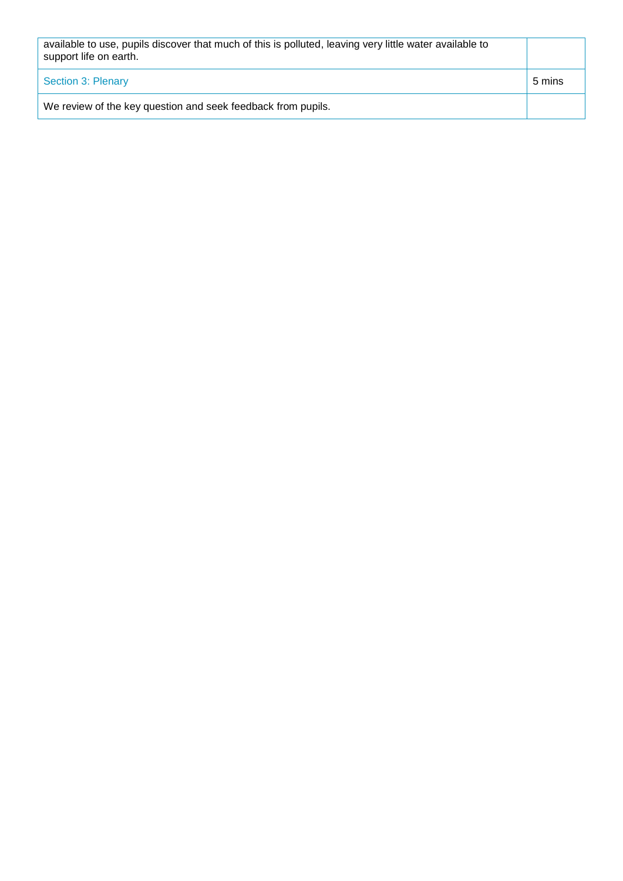| | |
|---|---|
| available to use, pupils discover that much of this is polluted, leaving very little water available to support life on earth. | |
| Section 3: Plenary | 5 mins |
| We review of the key question and seek feedback from pupils. | |